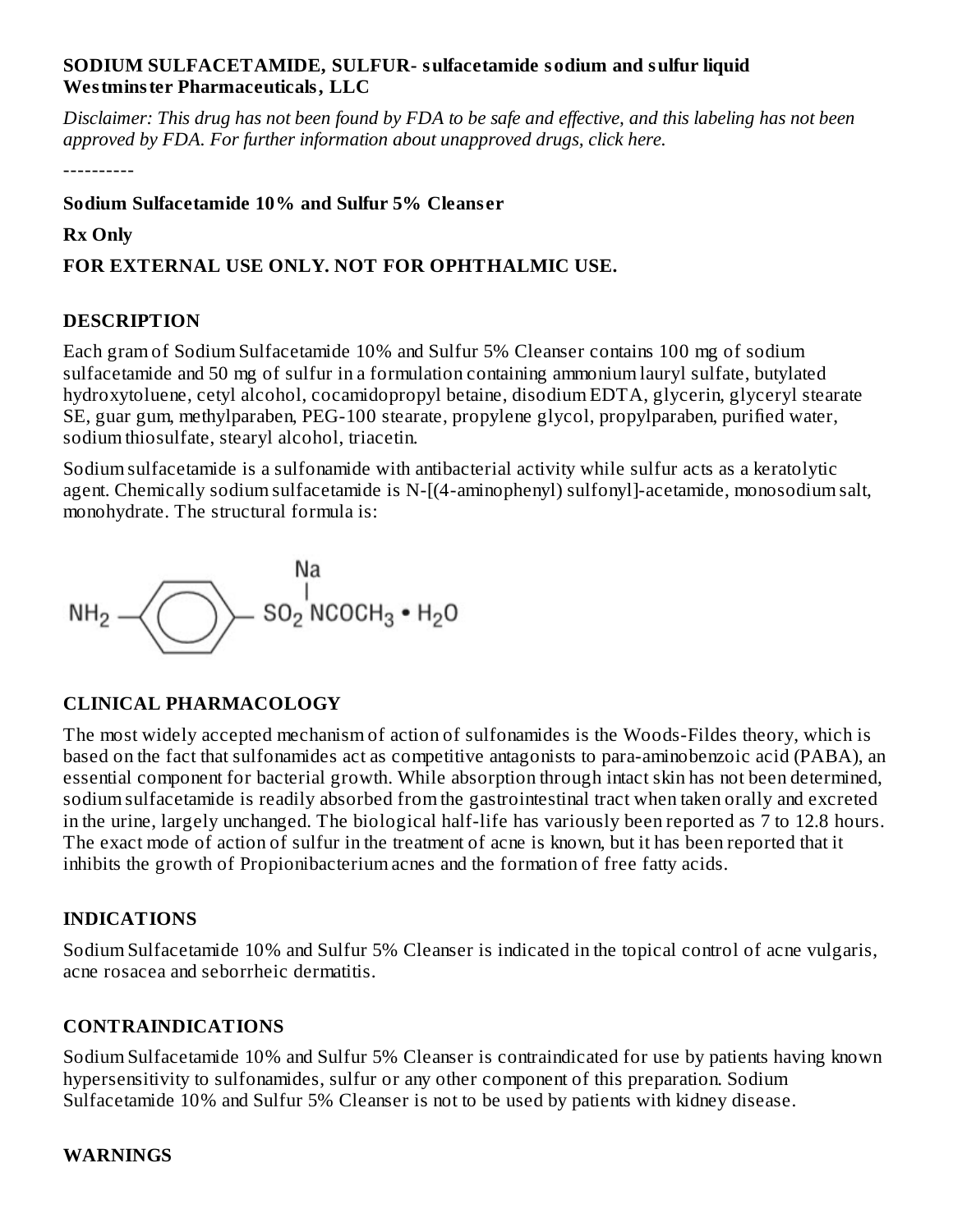**SODIUM SULFACETAMIDE, SULFUR- sulfacetamide sodium and sulfur liquid**
**Westminster Pharmaceuticals, LLC**

*Disclaimer: This drug has not been found by FDA to be safe and effective, and this labeling has not been approved by FDA. For further information about unapproved drugs, click here.*

----------

**Sodium Sulfacetamide 10% and Sulfur 5% Cleanser**

**Rx Only**

**FOR EXTERNAL USE ONLY. NOT FOR OPHTHALMIC USE.**

## DESCRIPTION

Each gram of Sodium Sulfacetamide 10% and Sulfur 5% Cleanser contains 100 mg of sodium sulfacetamide and 50 mg of sulfur in a formulation containing ammonium lauryl sulfate, butylated hydroxytoluene, cetyl alcohol, cocamidopropyl betaine, disodium EDTA, glycerin, glyceryl stearate SE, guar gum, methylparaben, PEG-100 stearate, propylene glycol, propylparaben, purified water, sodium thiosulfate, stearyl alcohol, triacetin.

Sodium sulfacetamide is a sulfonamide with antibacterial activity while sulfur acts as a keratolytic agent. Chemically sodium sulfacetamide is N-[(4-aminophenyl) sulfonyl]-acetamide, monosodium salt, monohydrate. The structural formula is:

$$NH_2-C_6H_4-SO_2N(Na)COCH_3 \cdot H_2O$$

## CLINICAL PHARMACOLOGY

The most widely accepted mechanism of action of sulfonamides is the Woods-Fildes theory, which is based on the fact that sulfonamides act as competitive antagonists to para-aminobenzoic acid (PABA), an essential component for bacterial growth. While absorption through intact skin has not been determined, sodium sulfacetamide is readily absorbed from the gastrointestinal tract when taken orally and excreted in the urine, largely unchanged. The biological half-life has variously been reported as 7 to 12.8 hours. The exact mode of action of sulfur in the treatment of acne is known, but it has been reported that it inhibits the growth of Propionibacterium acnes and the formation of free fatty acids.

## INDICATIONS

Sodium Sulfacetamide 10% and Sulfur 5% Cleanser is indicated in the topical control of acne vulgaris, acne rosacea and seborrheic dermatitis.

## CONTRAINDICATIONS

Sodium Sulfacetamide 10% and Sulfur 5% Cleanser is contraindicated for use by patients having known hypersensitivity to sulfonamides, sulfur or any other component of this preparation. Sodium Sulfacetamide 10% and Sulfur 5% Cleanser is not to be used by patients with kidney disease.

## WARNINGS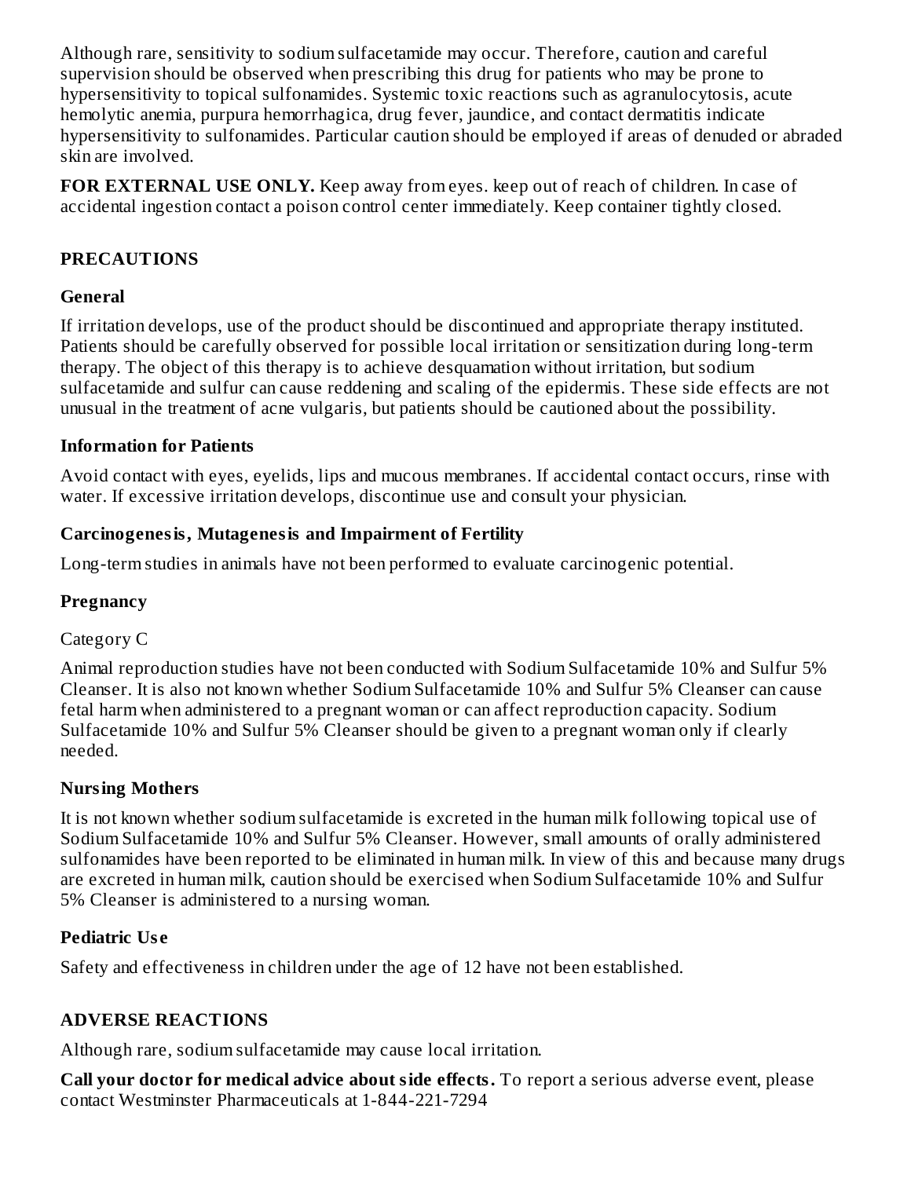Although rare, sensitivity to sodium sulfacetamide may occur. Therefore, caution and careful supervision should be observed when prescribing this drug for patients who may be prone to hypersensitivity to topical sulfonamides. Systemic toxic reactions such as agranulocytosis, acute hemolytic anemia, purpura hemorrhagica, drug fever, jaundice, and contact dermatitis indicate hypersensitivity to sulfonamides. Particular caution should be employed if areas of denuded or abraded skin are involved.

**FOR EXTERNAL USE ONLY.** Keep away from eyes. keep out of reach of children. In case of accidental ingestion contact a poison control center immediately. Keep container tightly closed.

## PRECAUTIONS

### General

If irritation develops, use of the product should be discontinued and appropriate therapy instituted. Patients should be carefully observed for possible local irritation or sensitization during long-term therapy. The object of this therapy is to achieve desquamation without irritation, but sodium sulfacetamide and sulfur can cause reddening and scaling of the epidermis. These side effects are not unusual in the treatment of acne vulgaris, but patients should be cautioned about the possibility.

### Information for Patients

Avoid contact with eyes, eyelids, lips and mucous membranes. If accidental contact occurs, rinse with water. If excessive irritation develops, discontinue use and consult your physician.

### Carcinogenesis, Mutagenesis and Impairment of Fertility

Long-term studies in animals have not been performed to evaluate carcinogenic potential.

### Pregnancy

Category C

Animal reproduction studies have not been conducted with Sodium Sulfacetamide 10% and Sulfur 5% Cleanser. It is also not known whether Sodium Sulfacetamide 10% and Sulfur 5% Cleanser can cause fetal harm when administered to a pregnant woman or can affect reproduction capacity. Sodium Sulfacetamide 10% and Sulfur 5% Cleanser should be given to a pregnant woman only if clearly needed.

### Nursing Mothers

It is not known whether sodium sulfacetamide is excreted in the human milk following topical use of Sodium Sulfacetamide 10% and Sulfur 5% Cleanser. However, small amounts of orally administered sulfonamides have been reported to be eliminated in human milk. In view of this and because many drugs are excreted in human milk, caution should be exercised when Sodium Sulfacetamide 10% and Sulfur 5% Cleanser is administered to a nursing woman.

### Pediatric Use

Safety and effectiveness in children under the age of 12 have not been established.

## ADVERSE REACTIONS

Although rare, sodium sulfacetamide may cause local irritation.

**Call your doctor for medical advice about side effects.** To report a serious adverse event, please contact Westminster Pharmaceuticals at 1-844-221-7294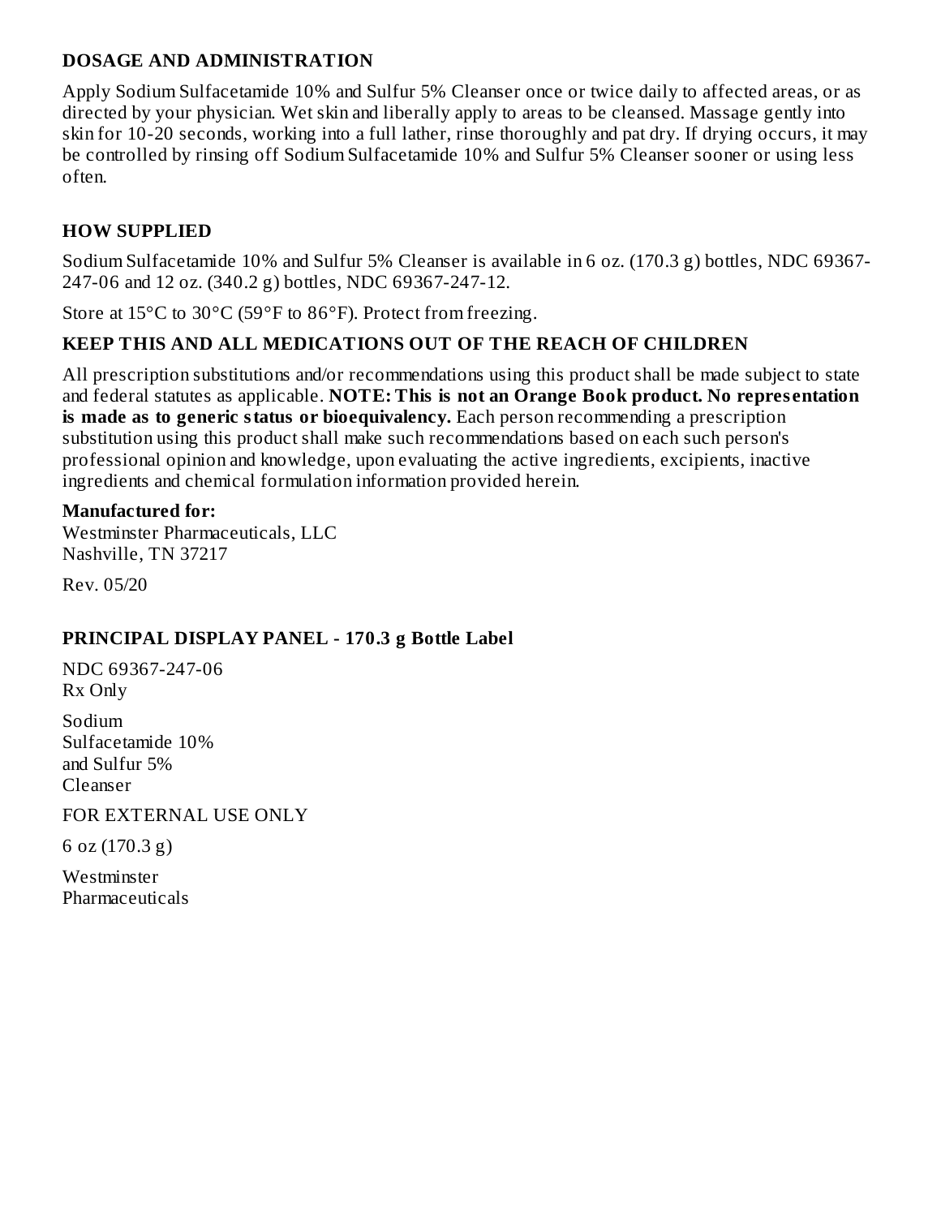## DOSAGE AND ADMINISTRATION

Apply Sodium Sulfacetamide 10% and Sulfur 5% Cleanser once or twice daily to affected areas, or as directed by your physician. Wet skin and liberally apply to areas to be cleansed. Massage gently into skin for 10-20 seconds, working into a full lather, rinse thoroughly and pat dry. If drying occurs, it may be controlled by rinsing off Sodium Sulfacetamide 10% and Sulfur 5% Cleanser sooner or using less often.

## HOW SUPPLIED

Sodium Sulfacetamide 10% and Sulfur 5% Cleanser is available in 6 oz. (170.3 g) bottles, NDC 69367-247-06 and 12 oz. (340.2 g) bottles, NDC 69367-247-12.

Store at 15°C to 30°C (59°F to 86°F). Protect from freezing.

## KEEP THIS AND ALL MEDICATIONS OUT OF THE REACH OF CHILDREN

All prescription substitutions and/or recommendations using this product shall be made subject to state and federal statutes as applicable. **NOTE: This is not an Orange Book product. No representation is made as to generic status or bioequivalency.** Each person recommending a prescription substitution using this product shall make such recommendations based on each such person's professional opinion and knowledge, upon evaluating the active ingredients, excipients, inactive ingredients and chemical formulation information provided herein.

**Manufactured for:**
Westminster Pharmaceuticals, LLC
Nashville, TN 37217

Rev. 05/20

## PRINCIPAL DISPLAY PANEL - 170.3 g Bottle Label

NDC 69367-247-06
Rx Only

Sodium
Sulfacetamide 10%
and Sulfur 5%
Cleanser

FOR EXTERNAL USE ONLY

6 oz (170.3 g)

Westminster
Pharmaceuticals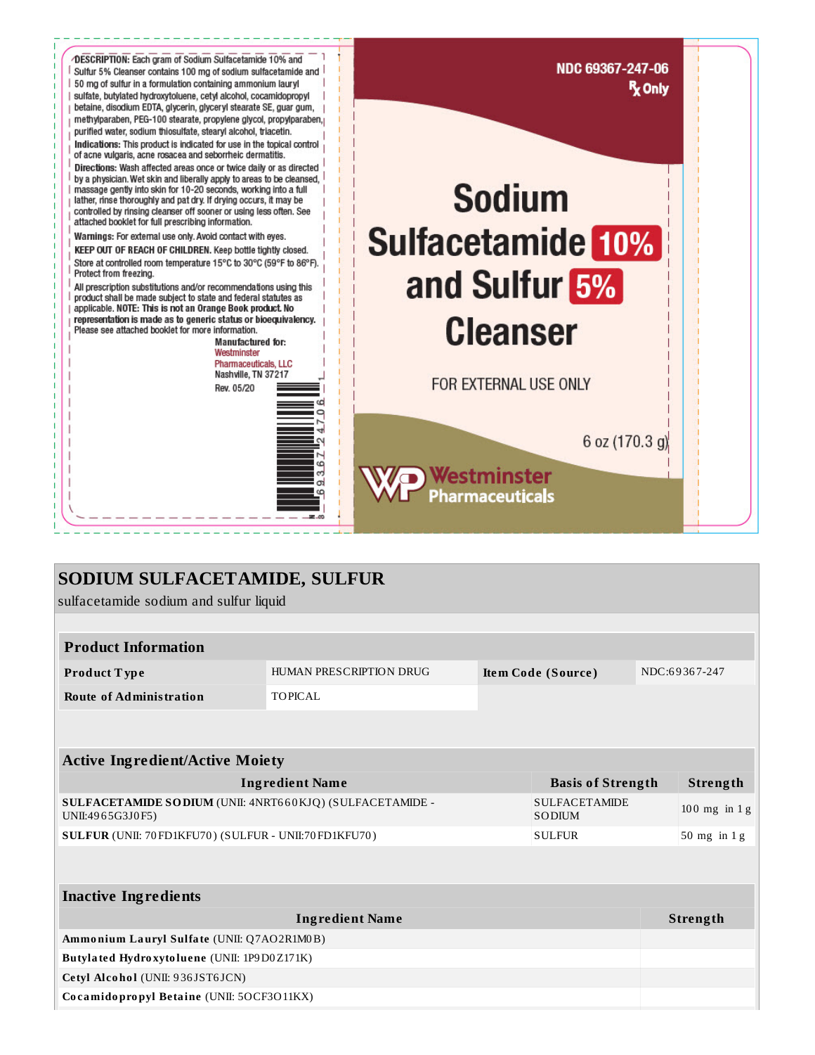**DESCRIPTION:** Each gram of Sodium Sulfacetamide 10% and Sulfur 5% Cleanser contains 100 mg of sodium sulfacetamide and 50 mg of sulfur in a formulation containing ammonium lauryl sulfate, butylated hydroxytoluene, cetyl alcohol, cocamidopropyl betaine, disodium EDTA, glycerin, glyceryl stearate SE, guar gum, methylparaben, PEG-100 stearate, propylene glycol, propylparaben, purified water, sodium thiosulfate, stearyl alcohol, triacetin.

**Indications:** This product is indicated for use in the topical control of acne vulgaris, acne rosacea and seborrheic dermatitis.

**Directions:** Wash affected areas once or twice daily or as directed by a physician. Wet skin and liberally apply to areas to be cleansed, massage gently into skin for 10-20 seconds, working into a full lather, rinse thoroughly and pat dry. If drying occurs, it may be controlled by rinsing cleanser off sooner or using less often. See attached booklet for full prescribing information.

**Warnings:** For external use only. Avoid contact with eyes.

**KEEP OUT OF REACH OF CHILDREN.** Keep bottle tightly closed.

Store at controlled room temperature 15°C to 30°C (59°F to 86°F). Protect from freezing.

All prescription substitutions and/or recommendations using this product shall be made subject to state and federal statutes as applicable. **NOTE: This is not an Orange Book product. No representation is made as to generic status or bioequivalency.** Please see attached booklet for more information.

**Manufactured for:**
Westminster Pharmaceuticals, LLC
Nashville, TN 37217

Rev. 05/20

3 69367 24706 1

NDC 69367-247-06

℞ Only

# Sodium Sulfacetamide 10% and Sulfur 5% Cleanser

FOR EXTERNAL USE ONLY

6 oz (170.3 g)

Westminster Pharmaceuticals

## SODIUM SULFACETAMIDE, SULFUR

sulfacetamide sodium and sulfur liquid

| **Product Information** | | | |
|---|---|---|---|
| **Product Type** | HUMAN PRESCRIPTION DRUG | **Item Code (Source)** | NDC:69367-247 |
| **Route of Administration** | TOPICAL | | |

| **Active Ingredient/Active Moiety** | | |
|---|---|---|
| **Ingredient Name** | **Basis of Strength** | **Strength** |
| **SULFACETAMIDE SODIUM** (UNII: 4NRT660KJQ) (SULFACETAMIDE - UNII:4965G3J0F5) | SULFACETAMIDE SODIUM | 100 mg in 1 g |
| **SULFUR** (UNII: 70FD1KFU70) (SULFUR - UNII:70FD1KFU70) | SULFUR | 50 mg in 1 g |

| **Inactive Ingredients** | |
|---|---|
| **Ingredient Name** | **Strength** |
| **Ammonium Lauryl Sulfate** (UNII: Q7AO2R1M0B) | |
| **Butylated Hydroxytoluene** (UNII: 1P9D0Z171K) | |
| **Cetyl Alcohol** (UNII: 936JST6JCN) | |
| **Cocamidopropyl Betaine** (UNII: 5OCF3O11KX) | |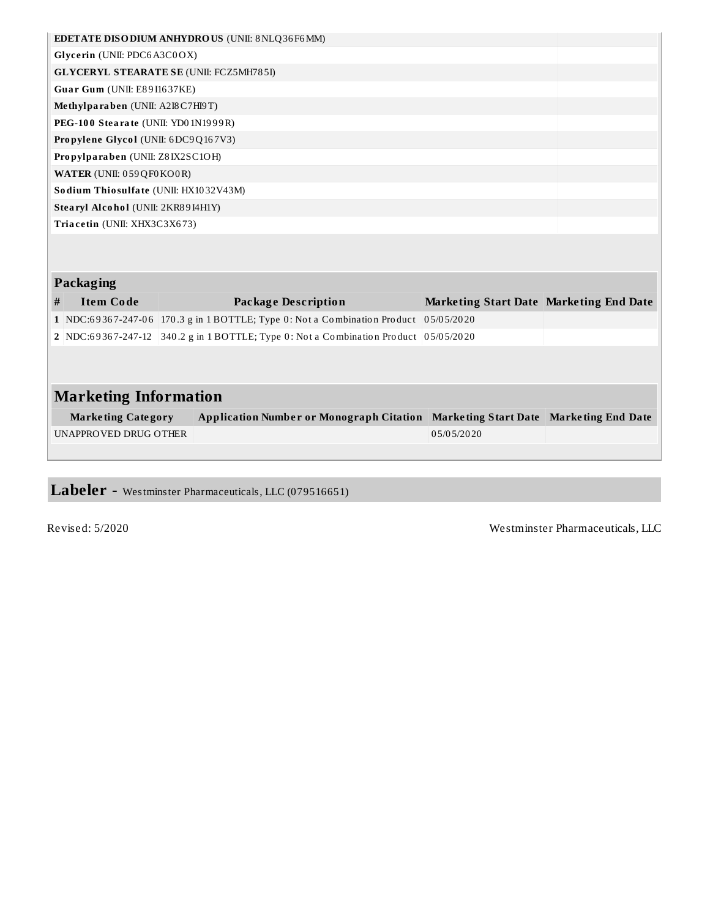| | |
|---|---|
| **EDETATE DISODIUM ANHYDROUS** (UNII: 8NLQ36F6MM) | |
| **Glycerin** (UNII: PDC6A3C0OX) | |
| **GLYCERYL STEARATE SE** (UNII: FCZ5MH785I) | |
| **Guar Gum** (UNII: E89I1637KE) | |
| **Methylparaben** (UNII: A2I8C7HI9T) | |
| **PEG-100 Stearate** (UNII: YD01N1999R) | |
| **Propylene Glycol** (UNII: 6DC9Q167V3) | |
| **Propylparaben** (UNII: Z8IX2SC1OH) | |
| **WATER** (UNII: 059QF0KO0R) | |
| **Sodium Thiosulfate** (UNII: HX1032V43M) | |
| **Stearyl Alcohol** (UNII: 2KR89I4H1Y) | |
| **Triacetin** (UNII: XHX3C3X673) | |

## Packaging

| # | Item Code | Package Description | Marketing Start Date | Marketing End Date |
|---|---|---|---|---|
| 1 | NDC:69367-247-06 | 170.3 g in 1 BOTTLE; Type 0: Not a Combination Product | 05/05/2020 | |
| 2 | NDC:69367-247-12 | 340.2 g in 1 BOTTLE; Type 0: Not a Combination Product | 05/05/2020 | |

## Marketing Information

| Marketing Category | Application Number or Monograph Citation | Marketing Start Date | Marketing End Date |
|---|---|---|---|
| UNAPPROVED DRUG OTHER | | 05/05/2020 | |

## Labeler - Westminster Pharmaceuticals, LLC (079516651)

Revised: 5/2020

Westminster Pharmaceuticals, LLC